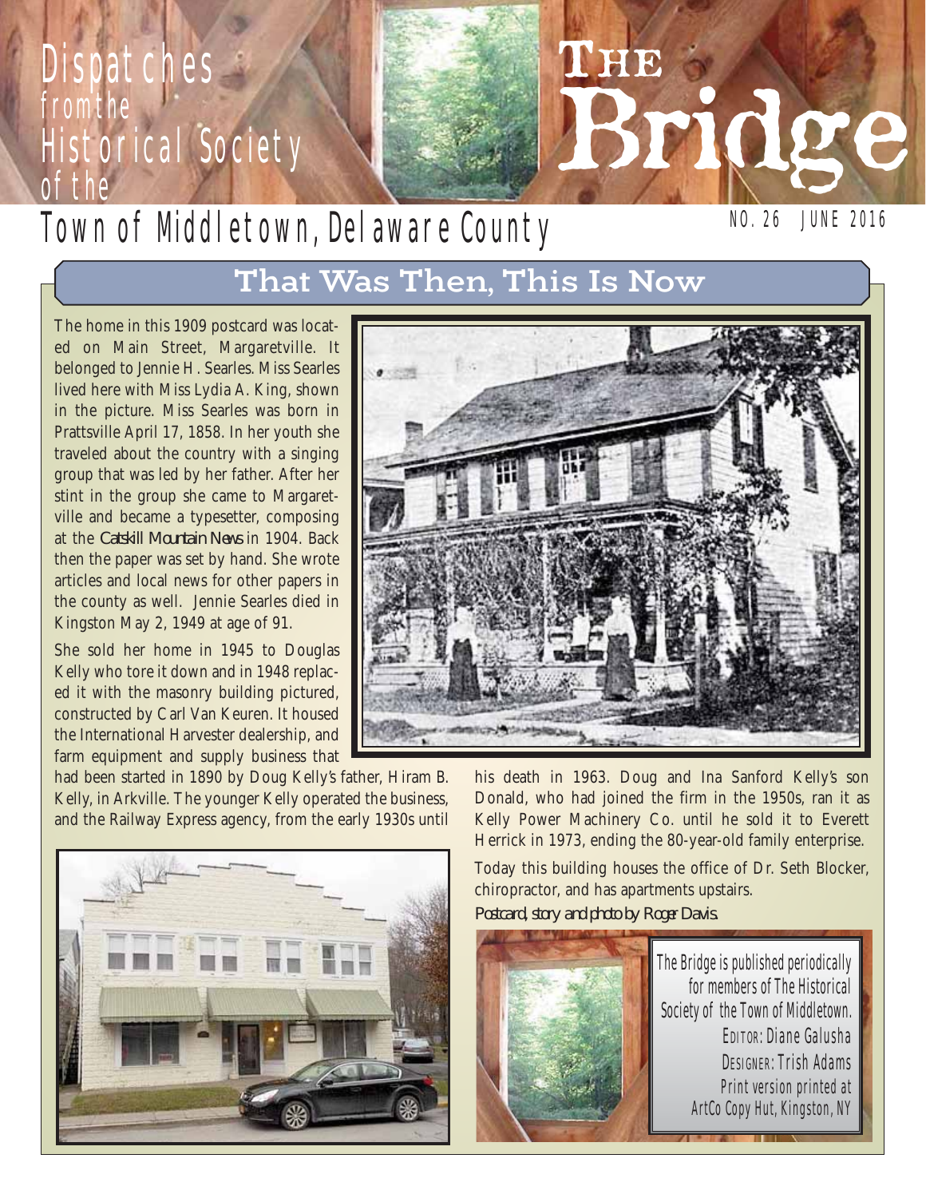# Dispatches from the Historical Society of the Town of Middletown, Delaware County

# The Bridge

NO. 26 JUNE 2016

## That Was Then, This Is Now

The home in this 1909 postcard was located on Main Street, Margaretville. It belonged to Jennie H. Searles. Miss Searles lived here with Miss Lydia A. King, shown in the picture. Miss Searles was born in Prattsville April 17, 1858. In her youth she traveled about the country with a singing group that was led by her father. After her stint in the group she came to Margaretville and became a typesetter, composing at the *Catskill Mountain News* in 1904. Back then the paper was set by hand. She wrote articles and local news for other papers in the county as well. Jennie Searles died in Kingston May 2, 1949 at age of 91.

She sold her home in 1945 to Douglas Kelly who tore it down and in 1948 replaced it with the masonry building pictured, constructed by Carl Van Keuren. It housed the International Harvester dealership, and farm equipment and supply business that had been started in 1890 by Doug Kelly's father, Hiram B. Kelly, in Arkville. The younger Kelly operated the business, and the Railway Express agency, from the early 1930s until his death in 1963. Doug and Ina Sanford Kelly's son Donald, who had joined the firm in the 1950s, ran it as Kelly Power Machinery Co. until he sold it to Everett Herrick in 1973, ending the 80-year-old family enterprise.

Today this building houses the office of Dr. Seth Blocker, chiropractor, and has apartments upstairs.

*Postcard, story and photo by Roger Davis.*

The Bridge is published periodically for members of The Historical Society of the Town of Middletown.
EDITOR: Diane Galusha
DESIGNER: Trish Adams
Print version printed at ArtCo Copy Hut, Kingston, NY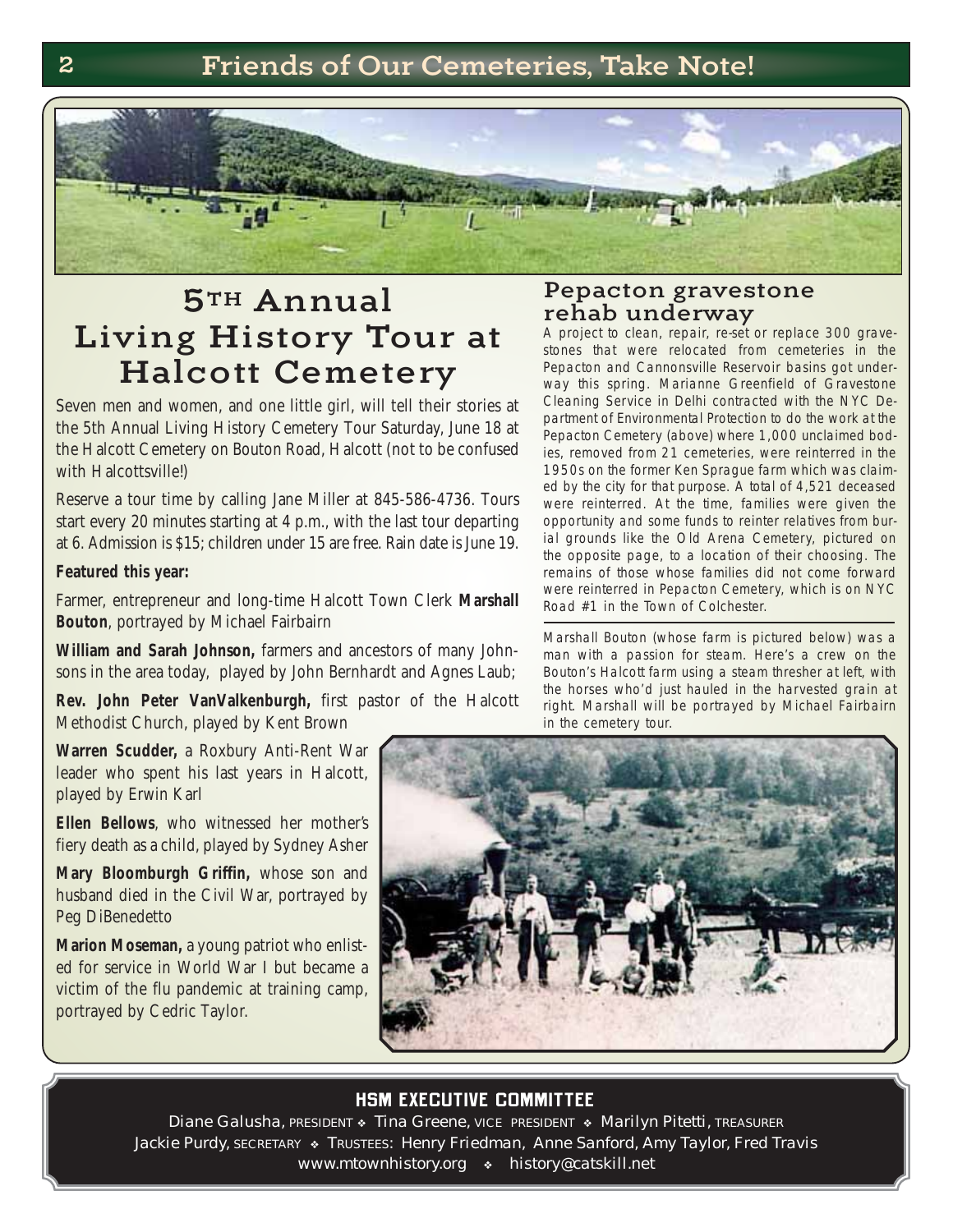# Friends of Our Cemeteries, Take Note!

## 5TH Annual Living History Tour at Halcott Cemetery

Seven men and women, and one little girl, will tell their stories at the 5th Annual Living History Cemetery Tour Saturday, June 18 at the Halcott Cemetery on Bouton Road, Halcott (not to be confused with Halcottsville!)

Reserve a tour time by calling Jane Miller at 845-586-4736. Tours start every 20 minutes starting at 4 p.m., with the last tour departing at 6. Admission is $15; children under 15 are free. Rain date is June 19.

**Featured this year:**

Farmer, entrepreneur and long-time Halcott Town Clerk **Marshall Bouton**, portrayed by Michael Fairbairn

**William and Sarah Johnson,** farmers and ancestors of many Johnsons in the area today, played by John Bernhardt and Agnes Laub;

**Rev. John Peter VanValkenburgh,** first pastor of the Halcott Methodist Church, played by Kent Brown

**Warren Scudder,** a Roxbury Anti-Rent War leader who spent his last years in Halcott, played by Erwin Karl

**Ellen Bellows**, who witnessed her mother's fiery death as a child, played by Sydney Asher

**Mary Bloomburgh Griffin,** whose son and husband died in the Civil War, portrayed by Peg DiBenedetto

**Marion Moseman,** a young patriot who enlisted for service in World War I but became a victim of the flu pandemic at training camp, portrayed by Cedric Taylor.

## Pepacton gravestone rehab underway

A project to clean, repair, re-set or replace 300 gravestones that were relocated from cemeteries in the Pepacton and Cannonsville Reservoir basins got underway this spring. Marianne Greenfield of Gravestone Cleaning Service in Delhi contracted with the NYC Department of Environmental Protection to do the work at the Pepacton Cemetery (above) where 1,000 unclaimed bodies, removed from 21 cemeteries, were reinterred in the 1950s on the former Ken Sprague farm which was claimed by the city for that purpose. A total of 4,521 deceased were reinterred. At the time, families were given the opportunity and some funds to reinter relatives from burial grounds like the Old Arena Cemetery, pictured on the opposite page, to a location of their choosing. The remains of those whose families did not come forward were reinterred in Pepacton Cemetery, which is on NYC Road #1 in the Town of Colchester.

Marshall Bouton (whose farm is pictured below) was a man with a passion for steam. Here's a crew on the Bouton's Halcott farm using a steam thresher at left, with the horses who'd just hauled in the harvested grain at right. Marshall will be portrayed by Michael Fairbairn in the cemetery tour.

### HSM EXECUTIVE COMMITTEE

Diane Galusha, PRESIDENT ❖ Tina Greene, VICE PRESIDENT ❖ Marilyn Pitetti, TREASURER
Jackie Purdy, SECRETARY ❖ TRUSTEES: Henry Friedman, Anne Sanford, Amy Taylor, Fred Travis
www.mtownhistory.org ❖ history@catskill.net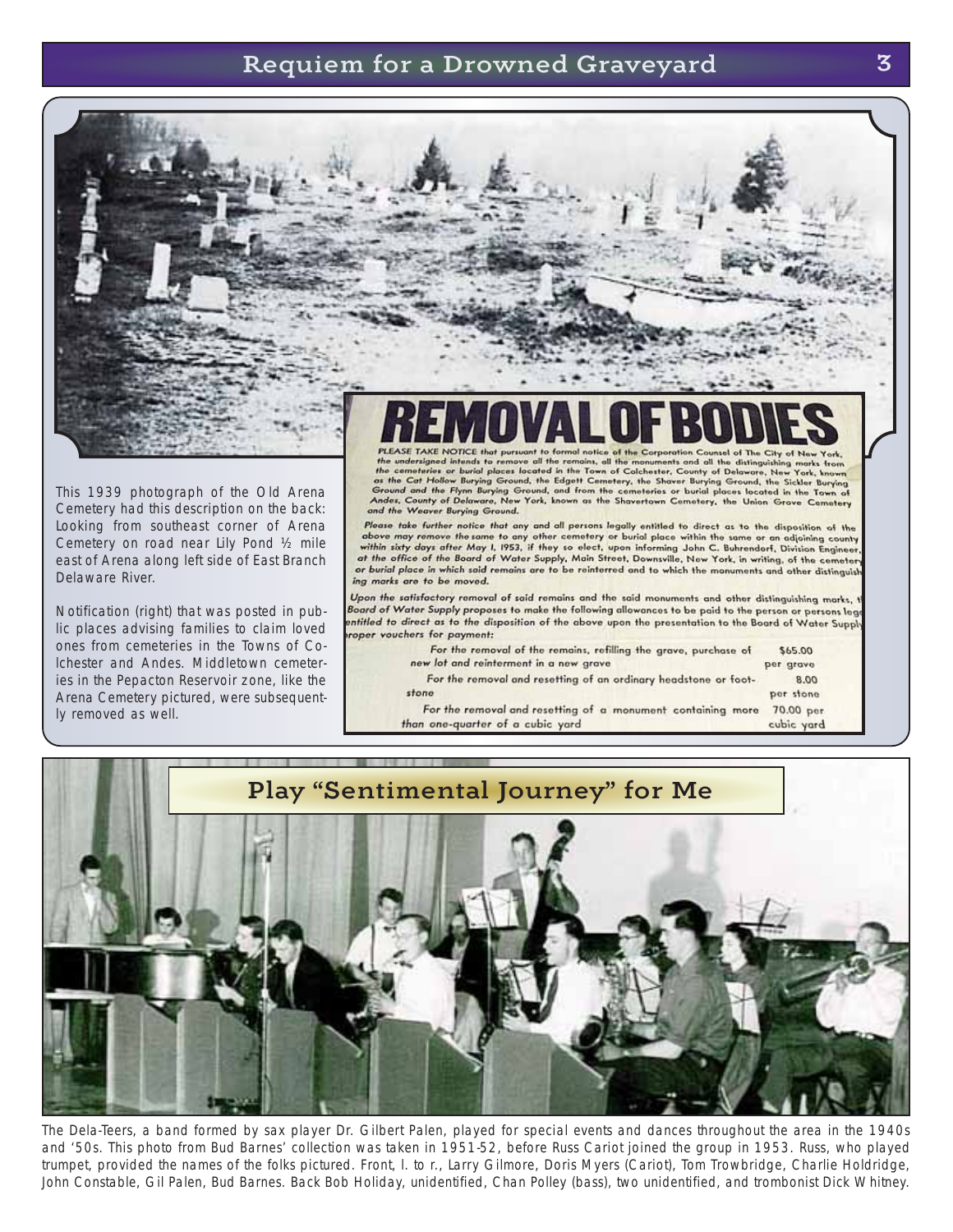## Requiem for a Drowned Graveyard

This 1939 photograph of the Old Arena Cemetery had this description on the back: Looking from southeast corner of Arena Cemetery on road near Lily Pond ½ mile east of Arena along left side of East Branch Delaware River.

Notification (right) that was posted in public places advising families to claim loved ones from cemeteries in the Towns of Colchester and Andes. Middletown cemeteries in the Pepacton Reservoir zone, like the Arena Cemetery pictured, were subsequently removed as well.

# REMOVAL OF BODIES

*PLEASE TAKE NOTICE that pursuant to formal notice of the Corporation Counsel of The City of New York, the undersigned intends to remove all the remains, all the monuments and all the distinguishing marks from the cemeteries or burial places located in the Town of Colchester, County of Delaware, New York, known as the Cat Hollow Burying Ground, the Edgett Cemetery, the Shaver Burying Ground, the Sickler Burying Ground and the Flynn Burying Ground, and from the cemeteries or burial places located in the Town of Andes, County of Delaware, New York, known as the Shavertown Cemetery, the Union Grove Cemetery and the Weaver Burying Ground.*

*Please take further notice that any and all persons legally entitled to direct as to the disposition of the above may remove the same to any other cemetery or burial place within the same or an adjoining county within sixty days after May 1, 1953, if they so elect, upon informing John C. Buhrendorf, Division Engineer, at the office of the Board of Water Supply, Main Street, Downsville, New York, in writing, of the cemetery or burial place in which said remains are to be reinterred and to which the monuments and other distinguishing marks are to be moved.*

*Upon the satisfactory removal of said remains and the said monuments and other distinguishing marks, the Board of Water Supply proposes to make the following allowances to be paid to the person or persons legally entitled to direct as to the disposition of the above upon the presentation to the Board of Water Supply proper vouchers for payment:*

| | |
|---|---|
| For the removal of the remains, refilling the grave, purchase of new lot and reinterment in a new grave | $65.00 per grave |
| For the removal and resetting of an ordinary headstone or footstone | 8.00 per stone |
| For the removal and resetting of a monument containing more than one-quarter of a cubic yard | 70.00 per cubic yard |

## Play "Sentimental Journey" for Me

The Dela-Teers, a band formed by sax player Dr. Gilbert Palen, played for special events and dances throughout the area in the 1940s and '50s. This photo from Bud Barnes' collection was taken in 1951-52, before Russ Cariot joined the group in 1953. Russ, who played trumpet, provided the names of the folks pictured. Front, l. to r., Larry Gilmore, Doris Myers (Cariot), Tom Trowbridge, Charlie Holdridge, John Constable, Gil Palen, Bud Barnes. Back Bob Holiday, unidentified, Chan Polley (bass), two unidentified, and trombonist Dick Whitney.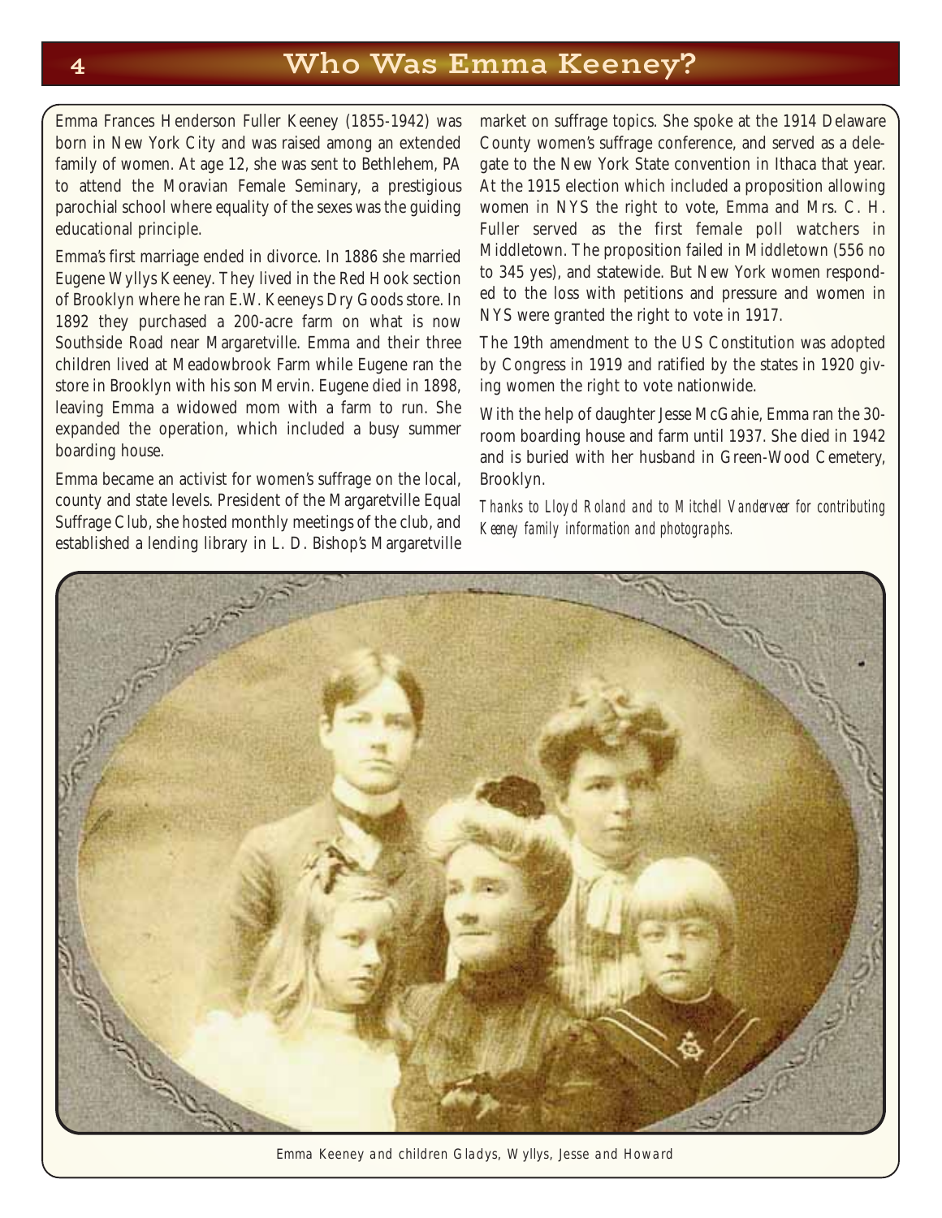# Who Was Emma Keeney?

Emma Frances Henderson Fuller Keeney (1855-1942) was born in New York City and was raised among an extended family of women. At age 12, she was sent to Bethlehem, PA to attend the Moravian Female Seminary, a prestigious parochial school where equality of the sexes was the guiding educational principle.

Emma's first marriage ended in divorce. In 1886 she married Eugene Wyllys Keeney. They lived in the Red Hook section of Brooklyn where he ran E.W. Keeneys Dry Goods store. In 1892 they purchased a 200-acre farm on what is now Southside Road near Margaretville. Emma and their three children lived at Meadowbrook Farm while Eugene ran the store in Brooklyn with his son Mervin. Eugene died in 1898, leaving Emma a widowed mom with a farm to run. She expanded the operation, which included a busy summer boarding house.

Emma became an activist for women's suffrage on the local, county and state levels. President of the Margaretville Equal Suffrage Club, she hosted monthly meetings of the club, and established a lending library in L. D. Bishop's Margaretville market on suffrage topics. She spoke at the 1914 Delaware County women's suffrage conference, and served as a delegate to the New York State convention in Ithaca that year. At the 1915 election which included a proposition allowing women in NYS the right to vote, Emma and Mrs. C. H. Fuller served as the first female poll watchers in Middletown. The proposition failed in Middletown (556 no to 345 yes), and statewide. But New York women responded to the loss with petitions and pressure and women in NYS were granted the right to vote in 1917.

The 19th amendment to the US Constitution was adopted by Congress in 1919 and ratified by the states in 1920 giving women the right to vote nationwide.

With the help of daughter Jesse McGahie, Emma ran the 30-room boarding house and farm until 1937. She died in 1942 and is buried with her husband in Green-Wood Cemetery, Brooklyn.

*Thanks to Lloyd Roland and to Mitchell Vanderveer for contributing Keeney family information and photographs.*

Emma Keeney and children Gladys, Wyllys, Jesse and Howard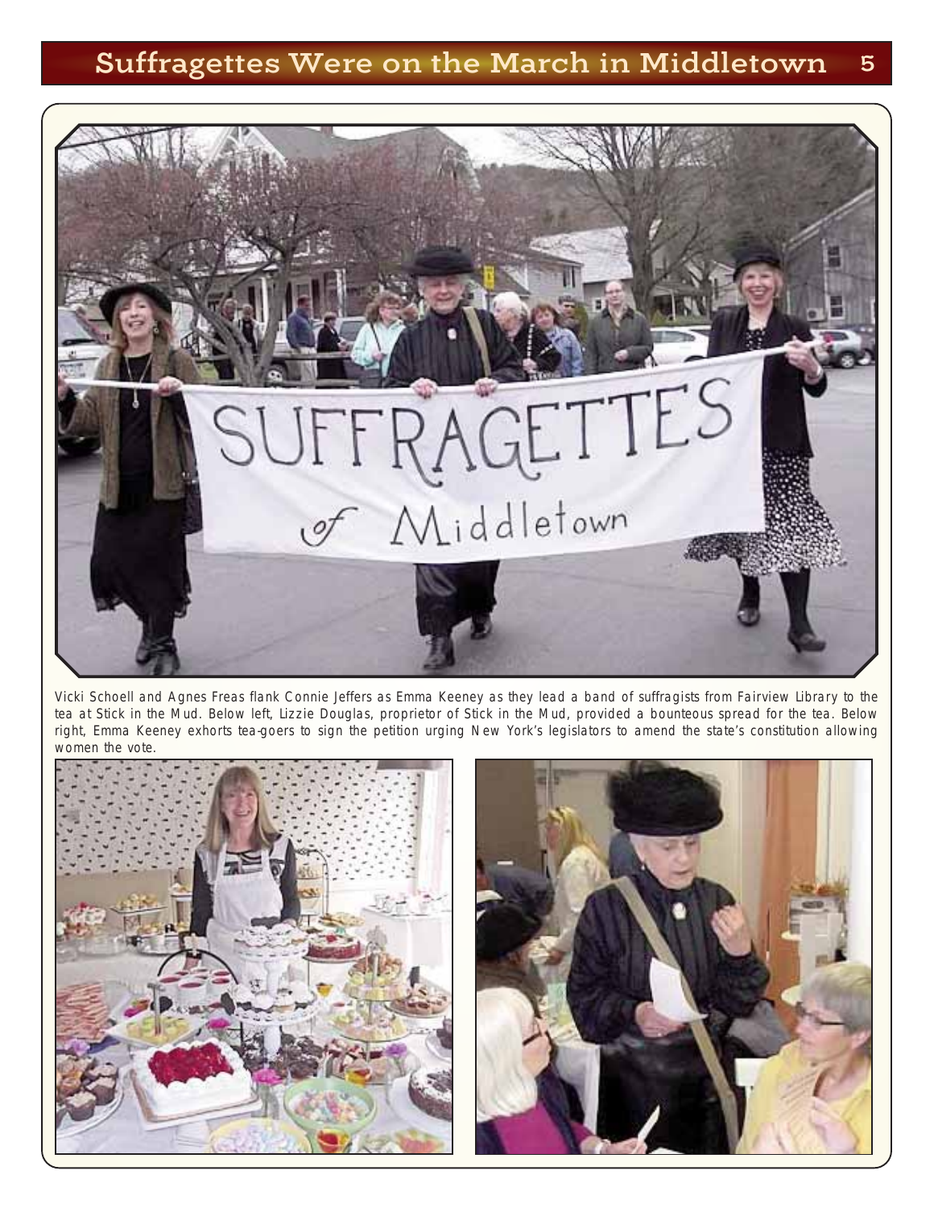# Suffragettes Were on the March in Middletown

Vicki Schoell and Agnes Freas flank Connie Jeffers as Emma Keeney as they lead a band of suffragists from Fairview Library to the tea at Stick in the Mud. Below left, Lizzie Douglas, proprietor of Stick in the Mud, provided a bounteous spread for the tea. Below right, Emma Keeney exhorts tea-goers to sign the petition urging New York's legislators to amend the state's constitution allowing women the vote.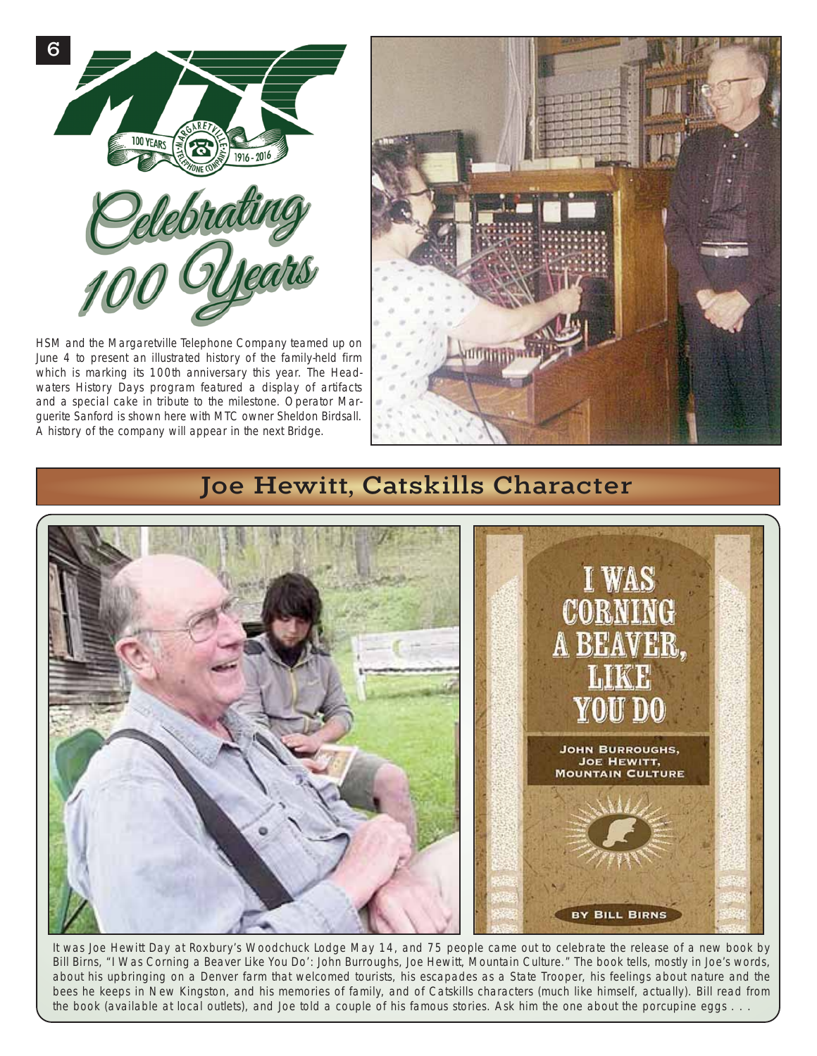# Celebrating 100 Years

MTC — 100 YEARS — MARGARETVILLE TELEPHONE COMPANY — 1916 - 2016

HSM and the Margaretville Telephone Company teamed up on June 4 to present an illustrated history of the family-held firm which is marking its 100th anniversary this year. The Headwaters History Days program featured a display of artifacts and a special cake in tribute to the milestone. Operator Marguerite Sanford is shown here with MTC owner Sheldon Birdsall. A history of the company will appear in the next Bridge.

## Joe Hewitt, Catskills Character

It was Joe Hewitt Day at Roxbury's Woodchuck Lodge May 14, and 75 people came out to celebrate the release of a new book by Bill Birns, "I Was Corning a Beaver Like You Do': John Burroughs, Joe Hewitt, Mountain Culture." The book tells, mostly in Joe's words, about his upbringing on a Denver farm that welcomed tourists, his escapades as a State Trooper, his feelings about nature and the bees he keeps in New Kingston, and his memories of family, and of Catskills characters (much like himself, actually). Bill read from the book (available at local outlets), and Joe told a couple of his famous stories. Ask him the one about the porcupine eggs . . .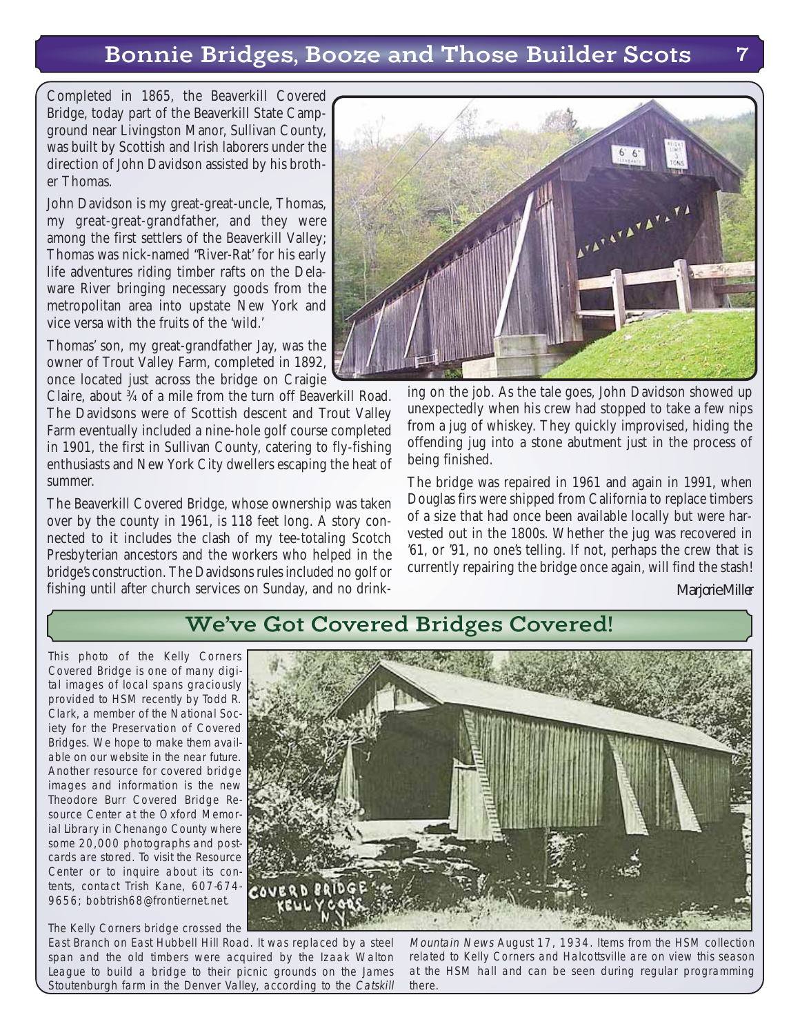## Bonnie Bridges, Booze and Those Builder Scots

Completed in 1865, the Beaverkill Covered Bridge, today part of the Beaverkill State Campground near Livingston Manor, Sullivan County, was built by Scottish and Irish laborers under the direction of John Davidson assisted by his brother Thomas.

John Davidson is my great-great-uncle, Thomas, my great-great-grandfather, and they were among the first settlers of the Beaverkill Valley; Thomas was nick-named "River-Rat' for his early life adventures riding timber rafts on the Delaware River bringing necessary goods from the metropolitan area into upstate New York and vice versa with the fruits of the 'wild.'

Thomas' son, my great-grandfather Jay, was the owner of Trout Valley Farm, completed in 1892, once located just across the bridge on Craigie Claire, about ¾ of a mile from the turn off Beaverkill Road. The Davidsons were of Scottish descent and Trout Valley Farm eventually included a nine-hole golf course completed in 1901, the first in Sullivan County, catering to fly-fishing enthusiasts and New York City dwellers escaping the heat of summer.

The Beaverkill Covered Bridge, whose ownership was taken over by the county in 1961, is 118 feet long. A story connected to it includes the clash of my tee-totaling Scotch Presbyterian ancestors and the workers who helped in the bridge's construction. The Davidsons rules included no golf or fishing until after church services on Sunday, and no drinking on the job. As the tale goes, John Davidson showed up unexpectedly when his crew had stopped to take a few nips from a jug of whiskey. They quickly improvised, hiding the offending jug into a stone abutment just in the process of being finished.

The bridge was repaired in 1961 and again in 1991, when Douglas firs were shipped from California to replace timbers of a size that had once been available locally but were harvested out in the 1800s. Whether the jug was recovered in '61, or '91, no one's telling. If not, perhaps the crew that is currently repairing the bridge once again, will find the stash!

*Marjorie Miller*

## We've Got Covered Bridges Covered!

This photo of the Kelly Corners Covered Bridge is one of many digital images of local spans graciously provided to HSM recently by Todd R. Clark, a member of the National Society for the Preservation of Covered Bridges. We hope to make them available on our website in the near future. Another resource for covered bridge images and information is the new Theodore Burr Covered Bridge Resource Center at the Oxford Memorial Library in Chenango County where some 20,000 photographs and postcards are stored. To visit the Resource Center or to inquire about its contents, contact Trish Kane, 607-674-9656; bobtrish68@frontiernet.net.

The Kelly Corners bridge crossed the East Branch on East Hubbell Hill Road. It was replaced by a steel span and the old timbers were acquired by the Izaak Walton League to build a bridge to their picnic grounds on the James Stoutenburgh farm in the Denver Valley, according to the *Catskill Mountain News* August 17, 1934. Items from the HSM collection related to Kelly Corners and Halcottsville are on view this season at the HSM hall and can be seen during regular programming there.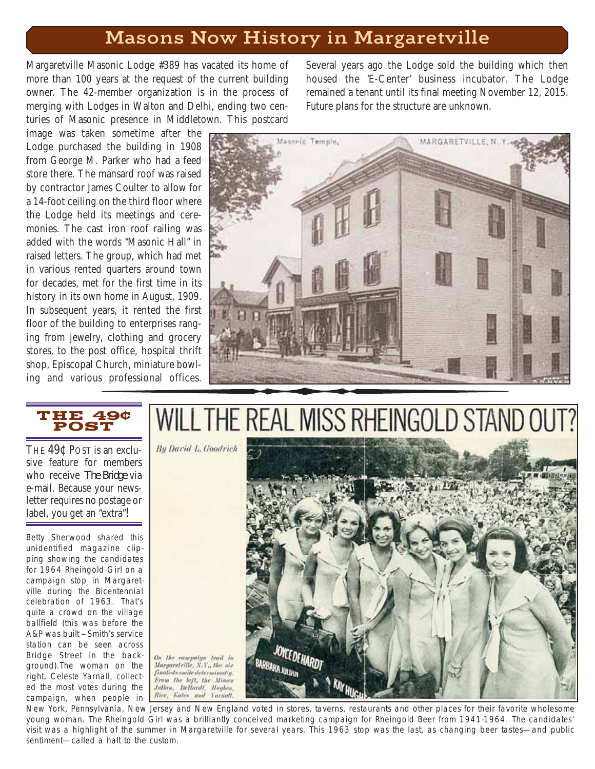# Masons Now History in Margaretville

Margaretville Masonic Lodge #389 has vacated its home of more than 100 years at the request of the current building owner. The 42-member organization is in the process of merging with Lodges in Walton and Delhi, ending two centuries of Masonic presence in Middletown. This postcard image was taken sometime after the Lodge purchased the building in 1908 from George M. Parker who had a feed store there. The mansard roof was raised by contractor James Coulter to allow for a 14-foot ceiling on the third floor where the Lodge held its meetings and ceremonies. The cast iron roof railing was added with the words "Masonic Hall" in raised letters. The group, which had met in various rented quarters around town for decades, met for the first time in its history in its own home in August, 1909. In subsequent years, it rented the first floor of the building to enterprises ranging from jewelry, clothing and grocery stores, to the post office, hospital thrift shop, Episcopal Church, miniature bowling and various professional offices. Several years ago the Lodge sold the building which then housed the 'E-Center' business incubator. The Lodge remained a tenant until its final meeting November 12, 2015. Future plans for the structure are unknown.

Masonic Temple, MARGARETVILLE, N. Y.

## THE 49¢ POST

THE 49¢ POST is an exclusive feature for members who receive *The Bridge* via e-mail. Because your newsletter requires no postage or label, you get an "extra"!

# WILL THE REAL MISS RHEINGOLD STAND OUT?

*By David L. Goodrich*

*On the campaign trail in Margaretville, N.Y., the six finalists smile determinedly. From the left, the Misses Julian, Dellardt, Hughes, Rice, Kates and Yarnall.*

JOYCE DEHARDT
BARBARA JULIAN
KAY HUGH

Betty Sherwood shared this unidentified magazine clipping showing the candidates for 1964 Rheingold Girl on a campaign stop in Margaretville during the Bicentennial celebration of 1963. That's quite a crowd on the village ballfield (this was before the A&P was built – Smith's service station can be seen across Bridge Street in the background).The woman on the right, Celeste Yarnall, collected the most votes during the campaign, when people in New York, Pennsylvania, New Jersey and New England voted in stores, taverns, restaurants and other places for their favorite wholesome young woman. The Rheingold Girl was a brilliantly conceived marketing campaign for Rheingold Beer from 1941-1964. The candidates' visit was a highlight of the summer in Margaretville for several years. This 1963 stop was the last, as changing beer tastes—and public sentiment—called a halt to the custom.